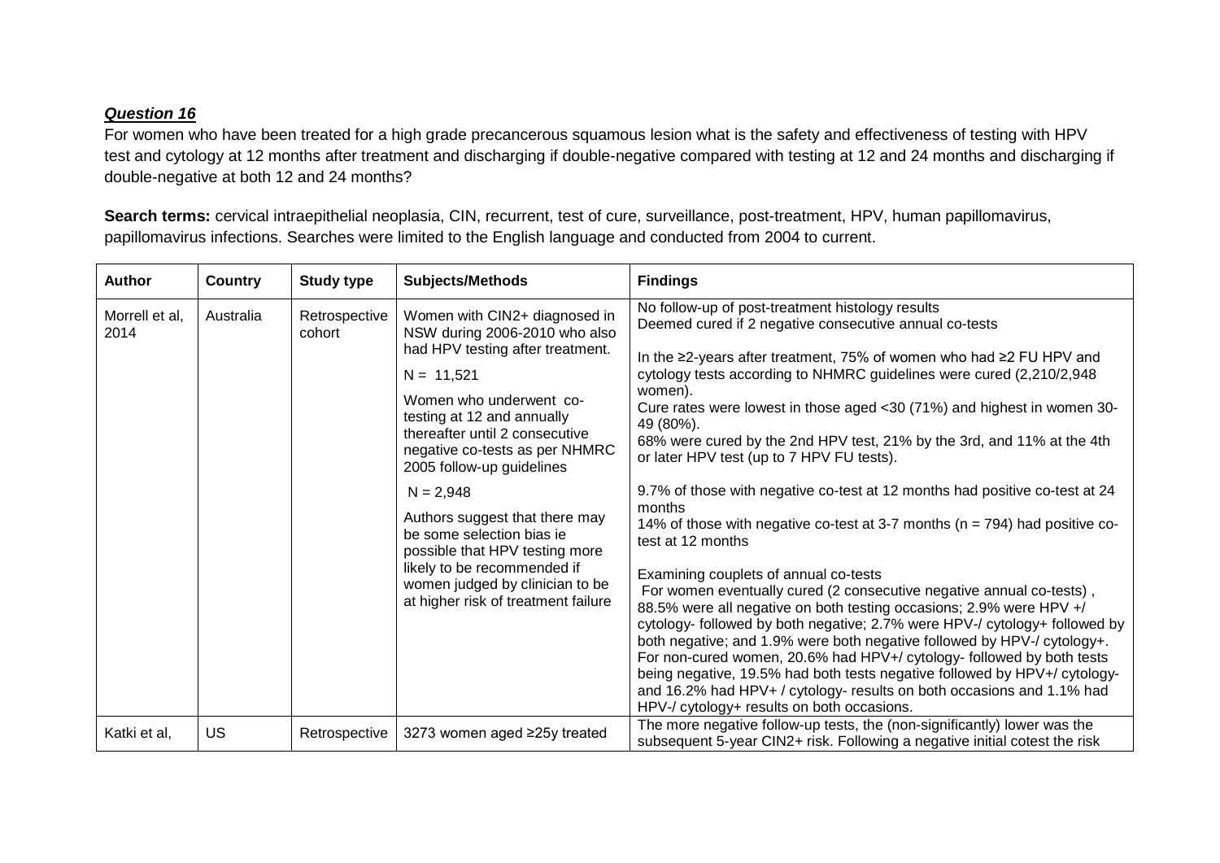***Question 16***

For women who have been treated for a high grade precancerous squamous lesion what is the safety and effectiveness of testing with HPV test and cytology at 12 months after treatment and discharging if double-negative compared with testing at 12 and 24 months and discharging if double-negative at both 12 and 24 months?

**Search terms:** cervical intraepithelial neoplasia, CIN, recurrent, test of cure, surveillance, post-treatment, HPV, human papillomavirus, papillomavirus infections. Searches were limited to the English language and conducted from 2004 to current.

| **Author** | **Country** | **Study type** | **Subjects/Methods** | **Findings** |
|---|---|---|---|---|
| Morrell et al, 2014 | Australia | Retrospective cohort | Women with CIN2+ diagnosed in NSW during 2006-2010 who also had HPV testing after treatment.<br><br>N = 11,521<br><br>Women who underwent co-testing at 12 and annually thereafter until 2 consecutive negative co-tests as per NHMRC 2005 follow-up guidelines<br><br>N = 2,948<br><br>Authors suggest that there may be some selection bias ie possible that HPV testing more likely to be recommended if women judged by clinician to be at higher risk of treatment failure | No follow-up of post-treatment histology results<br>Deemed cured if 2 negative consecutive annual co-tests<br><br>In the ≥2-years after treatment, 75% of women who had ≥2 FU HPV and cytology tests according to NHMRC guidelines were cured (2,210/2,948 women).<br>Cure rates were lowest in those aged <30 (71%) and highest in women 30-49 (80%).<br>68% were cured by the 2nd HPV test, 21% by the 3rd, and 11% at the 4th or later HPV test (up to 7 HPV FU tests).<br><br>9.7% of those with negative co-test at 12 months had positive co-test at 24 months<br>14% of those with negative co-test at 3-7 months (n = 794) had positive co-test at 12 months<br><br>Examining couplets of annual co-tests<br>For women eventually cured (2 consecutive negative annual co-tests), 88.5% were all negative on both testing occasions; 2.9% were HPV +/ cytology- followed by both negative; 2.7% were HPV-/ cytology+ followed by both negative; and 1.9% were both negative followed by HPV-/ cytology+.<br>For non-cured women, 20.6% had HPV+/ cytology- followed by both tests being negative, 19.5% had both tests negative followed by HPV+/ cytology- and 16.2% had HPV+ / cytology- results on both occasions and 1.1% had HPV-/ cytology+ results on both occasions. |
| Katki et al, | US | Retrospective | 3273 women aged ≥25y treated | The more negative follow-up tests, the (non-significantly) lower was the subsequent 5-year CIN2+ risk. Following a negative initial cotest the risk |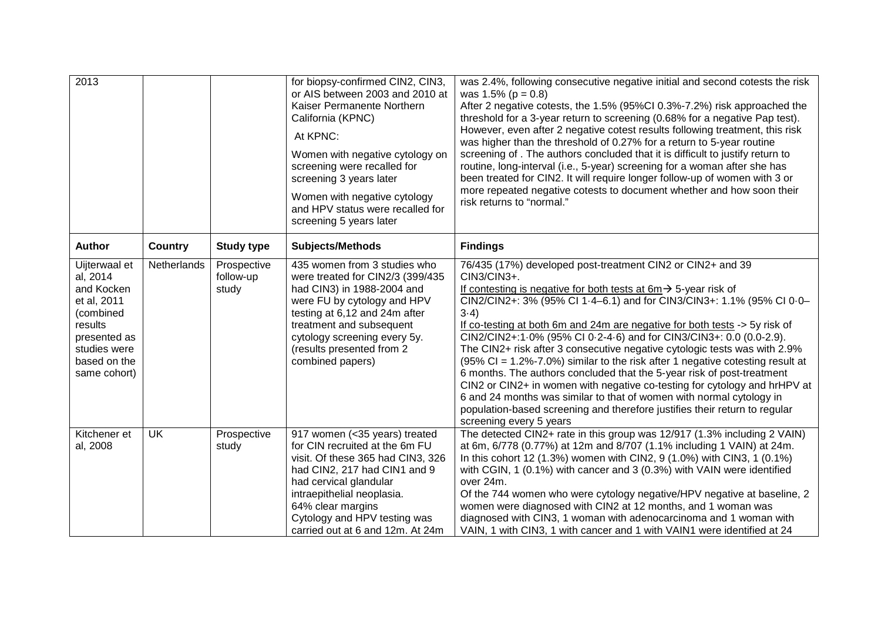| | | | | |
|---|---|---|---|---|
| 2013 | | | for biopsy-confirmed CIN2, CIN3, or AIS between 2003 and 2010 at Kaiser Permanente Northern California (KPNC)<br>At KPNC:<br>Women with negative cytology on screening were recalled for screening 3 years later<br>Women with negative cytology and HPV status were recalled for screening 5 years later | was 2.4%, following consecutive negative initial and second cotests the risk was 1.5% ($p = 0.8$)<br>After 2 negative cotests, the 1.5% (95%CI 0.3%-7.2%) risk approached the threshold for a 3-year return to screening (0.68% for a negative Pap test). However, even after 2 negative cotest results following treatment, this risk was higher than the threshold of 0.27% for a return to 5-year routine screening of . The authors concluded that it is difficult to justify return to routine, long-interval (i.e., 5-year) screening for a woman after she has been treated for CIN2. It will require longer follow-up of women with 3 or more repeated negative cotests to document whether and how soon their risk returns to "normal." |
| **Author** | **Country** | **Study type** | **Subjects/Methods** | **Findings** |
| Uijterwaal et al, 2014 and Kocken et al, 2011 (combined results presented as studies were based on the same cohort) | Netherlands | Prospective follow-up study | 435 women from 3 studies who were treated for CIN2/3 (399/435 had CIN3) in 1988-2004 and were FU by cytology and HPV testing at 6,12 and 24m after treatment and subsequent cytology screening every 5y. (results presented from 2 combined papers) | 76/435 (17%) developed post-treatment CIN2 or CIN2+ and 39 CIN3/CIN3+.<br>If contesting is negative for both tests at 6m→ 5-year risk of CIN2/CIN2+: 3% (95% CI 1·4–6.1) and for CIN3/CIN3+: 1.1% (95% CI 0·0–3·4)<br>If co-testing at both 6m and 24m are negative for both tests -> 5y risk of CIN2/CIN2+:1·0% (95% CI 0·2-4·6) and for CIN3/CIN3+: 0.0 (0.0-2.9).<br>The CIN2+ risk after 3 consecutive negative cytologic tests was with 2.9% (95% CI = 1.2%-7.0%) similar to the risk after 1 negative cotesting result at 6 months. The authors concluded that the 5-year risk of post-treatment CIN2 or CIN2+ in women with negative co-testing for cytology and hrHPV at 6 and 24 months was similar to that of women with normal cytology in population-based screening and therefore justifies their return to regular screening every 5 years |
| Kitchener et al, 2008 | UK | Prospective study | 917 women (<35 years) treated for CIN recruited at the 6m FU visit. Of these 365 had CIN3, 326 had CIN2, 217 had CIN1 and 9 had cervical glandular intraepithelial neoplasia.<br>64% clear margins<br>Cytology and HPV testing was carried out at 6 and 12m. At 24m | The detected CIN2+ rate in this group was 12/917 (1.3% including 2 VAIN) at 6m, 6/778 (0.77%) at 12m and 8/707 (1.1% including 1 VAIN) at 24m. In this cohort 12 (1.3%) women with CIN2, 9 (1.0%) with CIN3, 1 (0.1%) with CGIN, 1 (0.1%) with cancer and 3 (0.3%) with VAIN were identified over 24m.<br>Of the 744 women who were cytology negative/HPV negative at baseline, 2 women were diagnosed with CIN2 at 12 months, and 1 woman was diagnosed with CIN3, 1 woman with adenocarcinoma and 1 woman with VAIN, 1 with CIN3, 1 with cancer and 1 with VAIN1 were identified at 24 |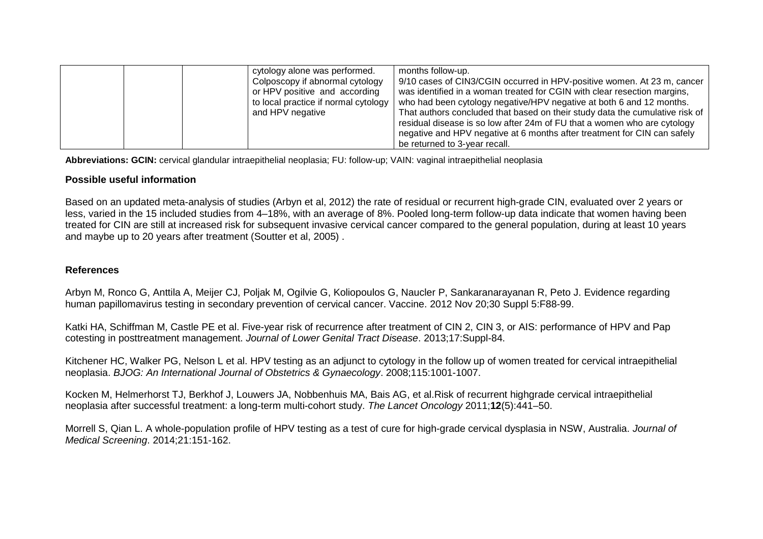|  |  |  | cytology alone was performed. Colposcopy if abnormal cytology or HPV positive and according to local practice if normal cytology and HPV negative | months follow-up. 9/10 cases of CIN3/CGIN occurred in HPV-positive women. At 23 m, cancer was identified in a woman treated for CGIN with clear resection margins, who had been cytology negative/HPV negative at both 6 and 12 months. That authors concluded that based on their study data the cumulative risk of residual disease is so low after 24m of FU that a women who are cytology negative and HPV negative at 6 months after treatment for CIN can safely be returned to 3-year recall. |
|---|---|---|---|---|

**Abbreviations: GCIN:** cervical glandular intraepithelial neoplasia; FU: follow-up; VAIN: vaginal intraepithelial neoplasia

**Possible useful information**

Based on an updated meta-analysis of studies (Arbyn et al, 2012) the rate of residual or recurrent high-grade CIN, evaluated over 2 years or less, varied in the 15 included studies from 4–18%, with an average of 8%. Pooled long-term follow-up data indicate that women having been treated for CIN are still at increased risk for subsequent invasive cervical cancer compared to the general population, during at least 10 years and maybe up to 20 years after treatment (Soutter et al, 2005) .

**References**

Arbyn M, Ronco G, Anttila A, Meijer CJ, Poljak M, Ogilvie G, Koliopoulos G, Naucler P, Sankaranarayanan R, Peto J. Evidence regarding human papillomavirus testing in secondary prevention of cervical cancer. Vaccine. 2012 Nov 20;30 Suppl 5:F88-99.

Katki HA, Schiffman M, Castle PE et al. Five-year risk of recurrence after treatment of CIN 2, CIN 3, or AIS: performance of HPV and Pap cotesting in posttreatment management. *Journal of Lower Genital Tract Disease*. 2013;17:Suppl-84.

Kitchener HC, Walker PG, Nelson L et al. HPV testing as an adjunct to cytology in the follow up of women treated for cervical intraepithelial neoplasia. *BJOG: An International Journal of Obstetrics & Gynaecology*. 2008;115:1001-1007.

Kocken M, Helmerhorst TJ, Berkhof J, Louwers JA, Nobbenhuis MA, Bais AG, et al.Risk of recurrent highgrade cervical intraepithelial neoplasia after successful treatment: a long-term multi-cohort study. *The Lancet Oncology* 2011;**12**(5):441–50.

Morrell S, Qian L. A whole-population profile of HPV testing as a test of cure for high-grade cervical dysplasia in NSW, Australia. *Journal of Medical Screening*. 2014;21:151-162.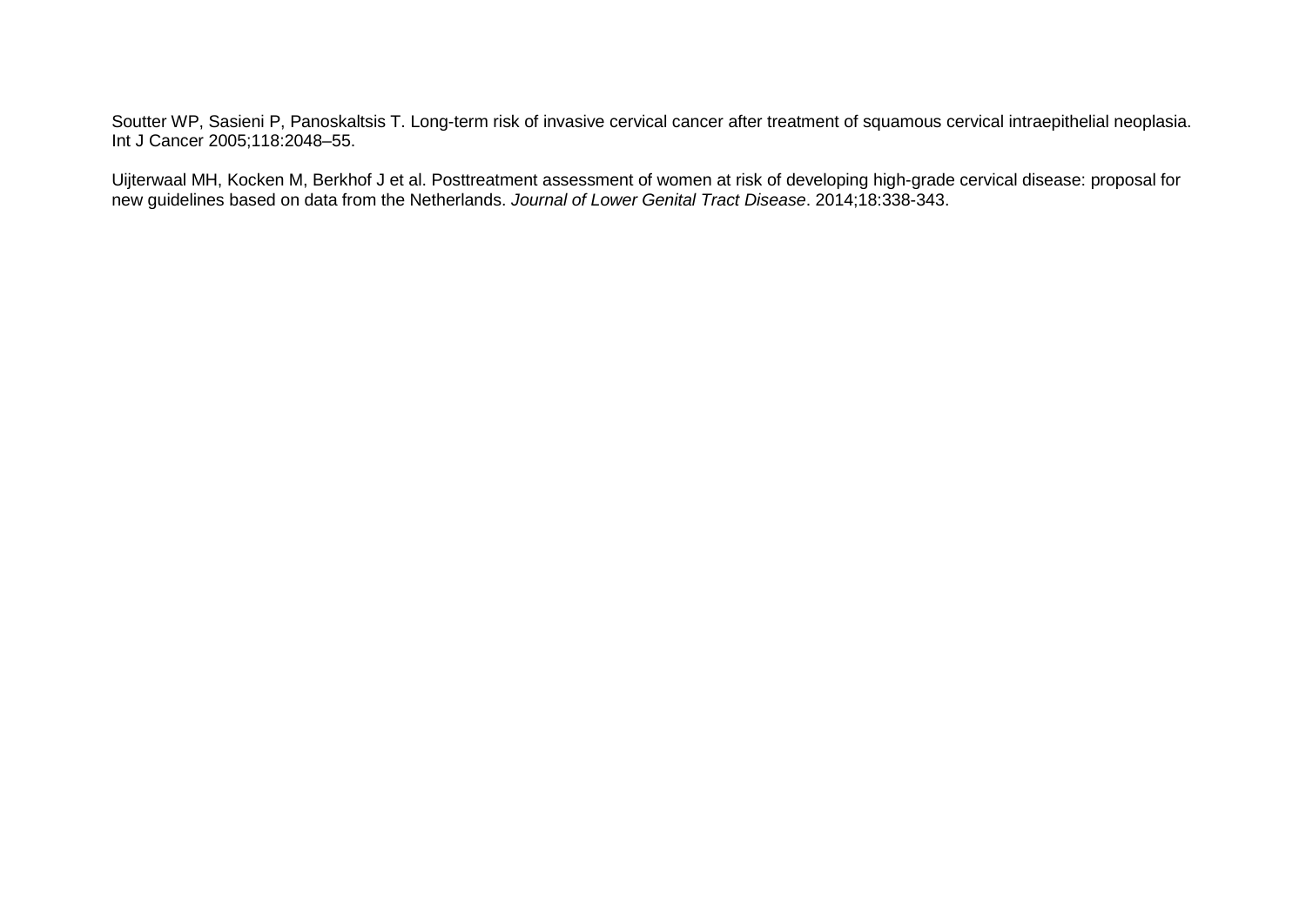Soutter WP, Sasieni P, Panoskaltsis T. Long-term risk of invasive cervical cancer after treatment of squamous cervical intraepithelial neoplasia. Int J Cancer 2005;118:2048–55.

Uijterwaal MH, Kocken M, Berkhof J et al. Posttreatment assessment of women at risk of developing high-grade cervical disease: proposal for new guidelines based on data from the Netherlands. *Journal of Lower Genital Tract Disease*. 2014;18:338-343.